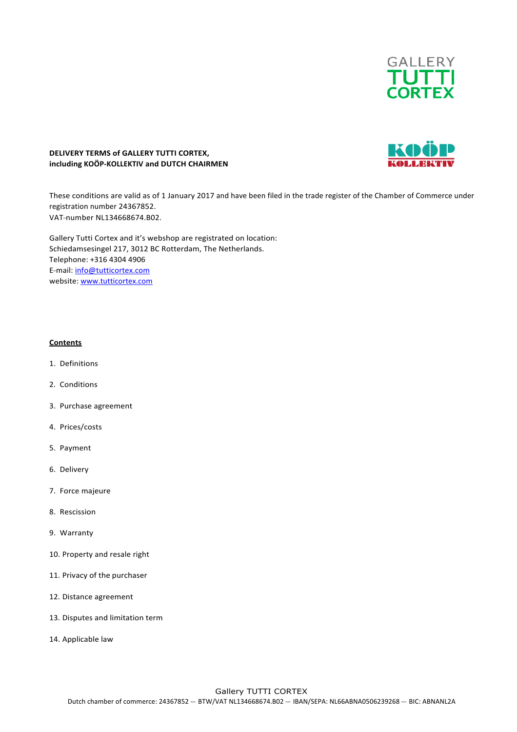**DELIVERY TERMS of GALLERY TUTTI CORTEX, including KOÖP-KOLLEKTIV and DUTCH CHAIRMEN**

These conditions are valid as of 1 January 2017 and have been filed in the trade register of the Chamber of Commerce under registration number 24367852.
VAT-number NL134668674.B02.

Gallery Tutti Cortex and it's webshop are registrated on location:
Schiedamsesingel 217, 3012 BC Rotterdam, The Netherlands.
Telephone: +316 4304 4906
E-mail: info@tutticortex.com
website: www.tutticortex.com

## Contents

1. Definitions
2. Conditions
3. Purchase agreement
4. Prices/costs
5. Payment
6. Delivery
7. Force majeure
8. Rescission
9. Warranty
10. Property and resale right
11. Privacy of the purchaser
12. Distance agreement
13. Disputes and limitation term
14. Applicable law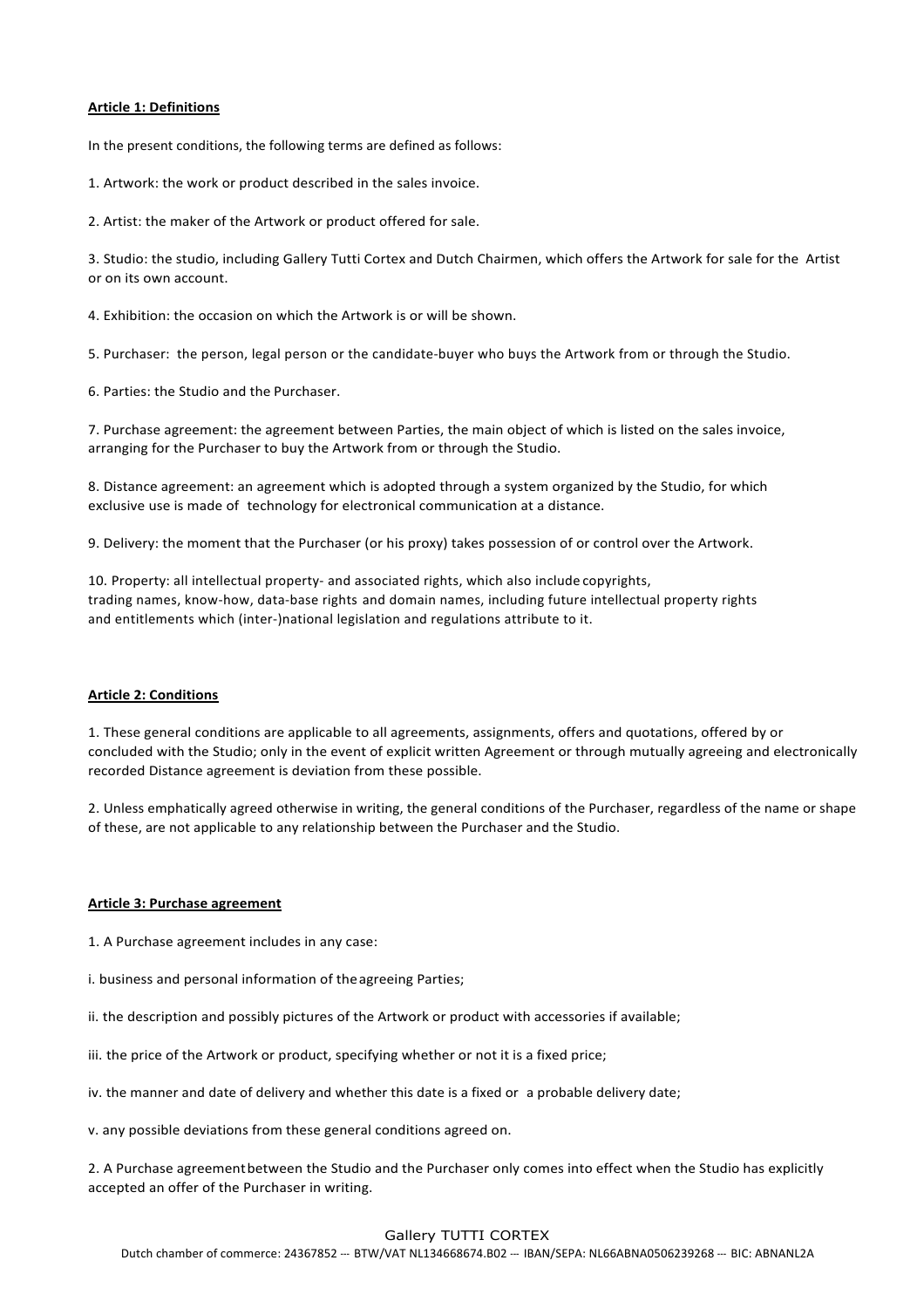**Article 1: Definitions**

In the present conditions, the following terms are defined as follows:

1. Artwork: the work or product described in the sales invoice.

2. Artist: the maker of the Artwork or product offered for sale.

3. Studio: the studio, including Gallery Tutti Cortex and Dutch Chairmen, which offers the Artwork for sale for the Artist or on its own account.

4. Exhibition: the occasion on which the Artwork is or will be shown.

5. Purchaser: the person, legal person or the candidate-buyer who buys the Artwork from or through the Studio.

6. Parties: the Studio and the Purchaser.

7. Purchase agreement: the agreement between Parties, the main object of which is listed on the sales invoice, arranging for the Purchaser to buy the Artwork from or through the Studio.

8. Distance agreement: an agreement which is adopted through a system organized by the Studio, for which exclusive use is made of technology for electronical communication at a distance.

9. Delivery: the moment that the Purchaser (or his proxy) takes possession of or control over the Artwork.

10. Property: all intellectual property- and associated rights, which also include copyrights, trading names, know-how, data-base rights and domain names, including future intellectual property rights and entitlements which (inter-)national legislation and regulations attribute to it.

**Article 2: Conditions**

1. These general conditions are applicable to all agreements, assignments, offers and quotations, offered by or concluded with the Studio; only in the event of explicit written Agreement or through mutually agreeing and electronically recorded Distance agreement is deviation from these possible.

2. Unless emphatically agreed otherwise in writing, the general conditions of the Purchaser, regardless of the name or shape of these, are not applicable to any relationship between the Purchaser and the Studio.

**Article 3: Purchase agreement**

1. A Purchase agreement includes in any case:

i. business and personal information of the agreeing Parties;

ii. the description and possibly pictures of the Artwork or product with accessories if available;

iii. the price of the Artwork or product, specifying whether or not it is a fixed price;

iv. the manner and date of delivery and whether this date is a fixed or a probable delivery date;

v. any possible deviations from these general conditions agreed on.

2. A Purchase agreement between the Studio and the Purchaser only comes into effect when the Studio has explicitly accepted an offer of the Purchaser in writing.

Gallery TUTTI CORTEX

Dutch chamber of commerce: 24367852 --- BTW/VAT NL134668674.B02 --- IBAN/SEPA: NL66ABNA0506239268 --- BIC: ABNANL2A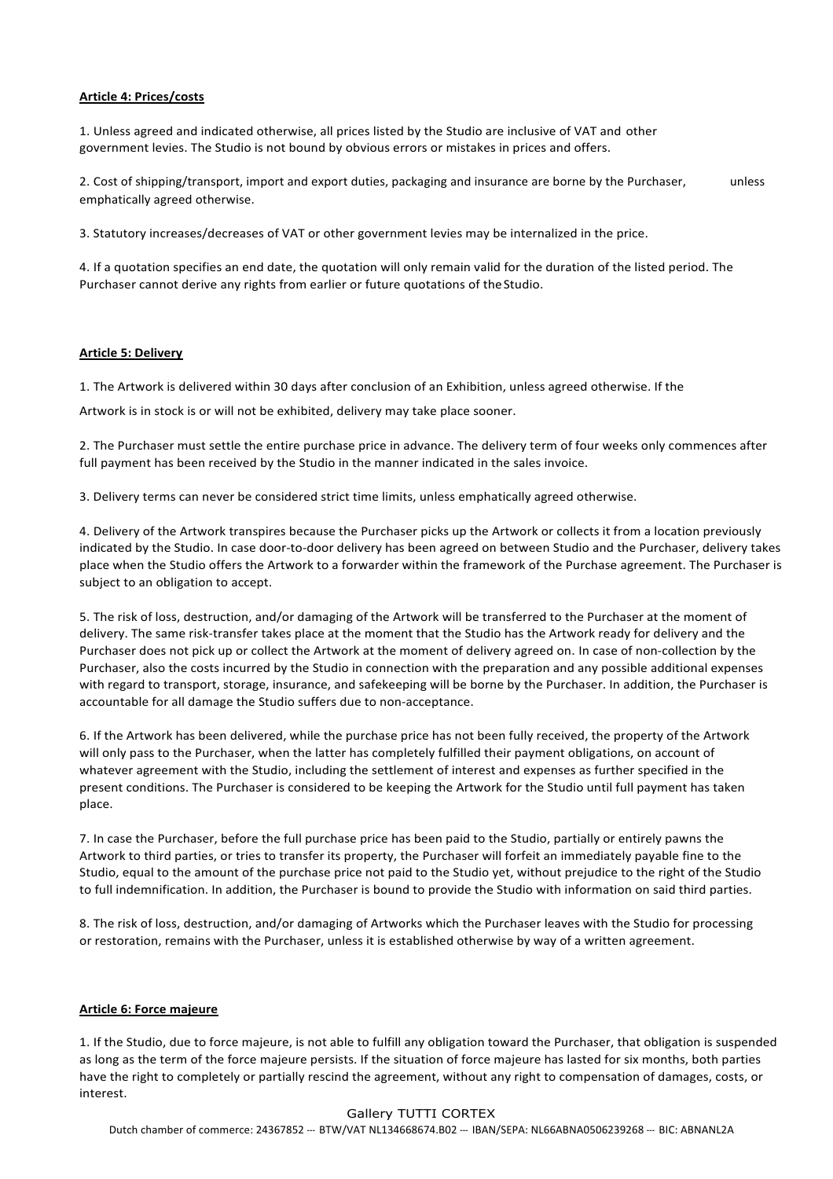**Article 4: Prices/costs**

1. Unless agreed and indicated otherwise, all prices listed by the Studio are inclusive of VAT and other government levies. The Studio is not bound by obvious errors or mistakes in prices and offers.

2. Cost of shipping/transport, import and export duties, packaging and insurance are borne by the Purchaser, unless emphatically agreed otherwise.

3. Statutory increases/decreases of VAT or other government levies may be internalized in the price.

4. If a quotation specifies an end date, the quotation will only remain valid for the duration of the listed period. The Purchaser cannot derive any rights from earlier or future quotations of the Studio.

**Article 5: Delivery**

1. The Artwork is delivered within 30 days after conclusion of an Exhibition, unless agreed otherwise. If the Artwork is in stock is or will not be exhibited, delivery may take place sooner.

2. The Purchaser must settle the entire purchase price in advance. The delivery term of four weeks only commences after full payment has been received by the Studio in the manner indicated in the sales invoice.

3. Delivery terms can never be considered strict time limits, unless emphatically agreed otherwise.

4. Delivery of the Artwork transpires because the Purchaser picks up the Artwork or collects it from a location previously indicated by the Studio. In case door-to-door delivery has been agreed on between Studio and the Purchaser, delivery takes place when the Studio offers the Artwork to a forwarder within the framework of the Purchase agreement. The Purchaser is subject to an obligation to accept.

5. The risk of loss, destruction, and/or damaging of the Artwork will be transferred to the Purchaser at the moment of delivery. The same risk-transfer takes place at the moment that the Studio has the Artwork ready for delivery and the Purchaser does not pick up or collect the Artwork at the moment of delivery agreed on. In case of non-collection by the Purchaser, also the costs incurred by the Studio in connection with the preparation and any possible additional expenses with regard to transport, storage, insurance, and safekeeping will be borne by the Purchaser. In addition, the Purchaser is accountable for all damage the Studio suffers due to non-acceptance.

6. If the Artwork has been delivered, while the purchase price has not been fully received, the property of the Artwork will only pass to the Purchaser, when the latter has completely fulfilled their payment obligations, on account of whatever agreement with the Studio, including the settlement of interest and expenses as further specified in the present conditions. The Purchaser is considered to be keeping the Artwork for the Studio until full payment has taken place.

7. In case the Purchaser, before the full purchase price has been paid to the Studio, partially or entirely pawns the Artwork to third parties, or tries to transfer its property, the Purchaser will forfeit an immediately payable fine to the Studio, equal to the amount of the purchase price not paid to the Studio yet, without prejudice to the right of the Studio to full indemnification. In addition, the Purchaser is bound to provide the Studio with information on said third parties.

8. The risk of loss, destruction, and/or damaging of Artworks which the Purchaser leaves with the Studio for processing or restoration, remains with the Purchaser, unless it is established otherwise by way of a written agreement.

**Article 6: Force majeure**

1. If the Studio, due to force majeure, is not able to fulfill any obligation toward the Purchaser, that obligation is suspended as long as the term of the force majeure persists. If the situation of force majeure has lasted for six months, both parties have the right to completely or partially rescind the agreement, without any right to compensation of damages, costs, or interest.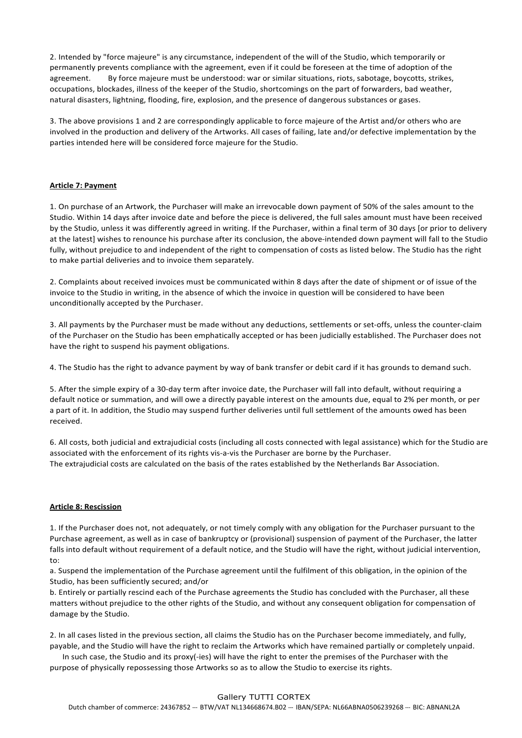2. Intended by "force majeure" is any circumstance, independent of the will of the Studio, which temporarily or permanently prevents compliance with the agreement, even if it could be foreseen at the time of adoption of the agreement. By force majeure must be understood: war or similar situations, riots, sabotage, boycotts, strikes, occupations, blockades, illness of the keeper of the Studio, shortcomings on the part of forwarders, bad weather, natural disasters, lightning, flooding, fire, explosion, and the presence of dangerous substances or gases.

3. The above provisions 1 and 2 are correspondingly applicable to force majeure of the Artist and/or others who are involved in the production and delivery of the Artworks. All cases of failing, late and/or defective implementation by the parties intended here will be considered force majeure for the Studio.

**Article 7: Payment**

1. On purchase of an Artwork, the Purchaser will make an irrevocable down payment of 50% of the sales amount to the Studio. Within 14 days after invoice date and before the piece is delivered, the full sales amount must have been received by the Studio, unless it was differently agreed in writing. If the Purchaser, within a final term of 30 days [or prior to delivery at the latest] wishes to renounce his purchase after its conclusion, the above-intended down payment will fall to the Studio fully, without prejudice to and independent of the right to compensation of costs as listed below. The Studio has the right to make partial deliveries and to invoice them separately.

2. Complaints about received invoices must be communicated within 8 days after the date of shipment or of issue of the invoice to the Studio in writing, in the absence of which the invoice in question will be considered to have been unconditionally accepted by the Purchaser.

3. All payments by the Purchaser must be made without any deductions, settlements or set-offs, unless the counter-claim of the Purchaser on the Studio has been emphatically accepted or has been judicially established. The Purchaser does not have the right to suspend his payment obligations.

4. The Studio has the right to advance payment by way of bank transfer or debit card if it has grounds to demand such.

5. After the simple expiry of a 30-day term after invoice date, the Purchaser will fall into default, without requiring a default notice or summation, and will owe a directly payable interest on the amounts due, equal to 2% per month, or per a part of it. In addition, the Studio may suspend further deliveries until full settlement of the amounts owed has been received.

6. All costs, both judicial and extrajudicial costs (including all costs connected with legal assistance) which for the Studio are associated with the enforcement of its rights vis-a-vis the Purchaser are borne by the Purchaser.
The extrajudicial costs are calculated on the basis of the rates established by the Netherlands Bar Association.

**Article 8: Rescission**

1. If the Purchaser does not, not adequately, or not timely comply with any obligation for the Purchaser pursuant to the Purchase agreement, as well as in case of bankruptcy or (provisional) suspension of payment of the Purchaser, the latter falls into default without requirement of a default notice, and the Studio will have the right, without judicial intervention, to:

a. Suspend the implementation of the Purchase agreement until the fulfilment of this obligation, in the opinion of the Studio, has been sufficiently secured; and/or

b. Entirely or partially rescind each of the Purchase agreements the Studio has concluded with the Purchaser, all these matters without prejudice to the other rights of the Studio, and without any consequent obligation for compensation of damage by the Studio.

2. In all cases listed in the previous section, all claims the Studio has on the Purchaser become immediately, and fully, payable, and the Studio will have the right to reclaim the Artworks which have remained partially or completely unpaid.
In such case, the Studio and its proxy(-ies) will have the right to enter the premises of the Purchaser with the purpose of physically repossessing those Artworks so as to allow the Studio to exercise its rights.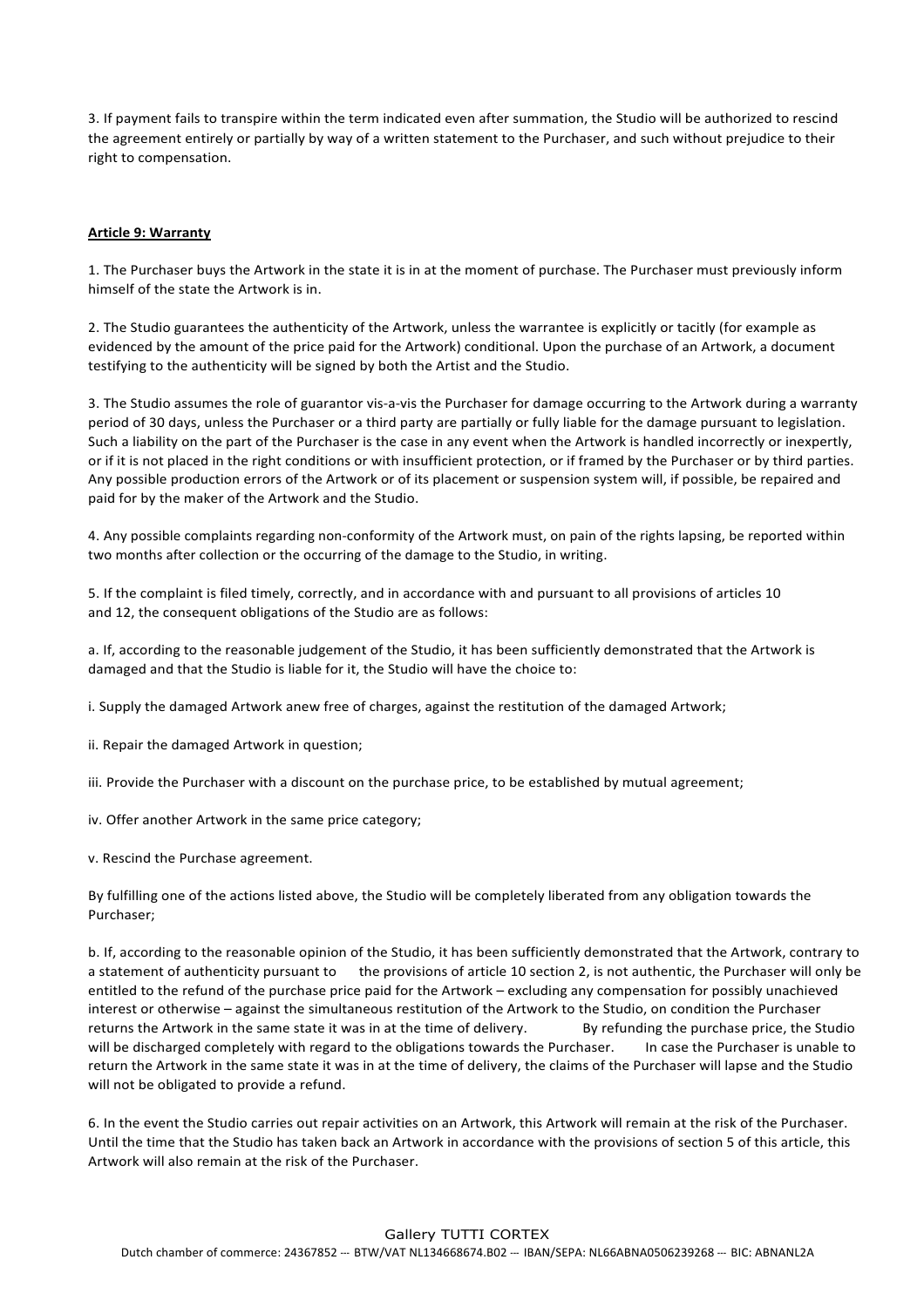3. If payment fails to transpire within the term indicated even after summation, the Studio will be authorized to rescind the agreement entirely or partially by way of a written statement to the Purchaser, and such without prejudice to their right to compensation.

**Article 9: Warranty**

1. The Purchaser buys the Artwork in the state it is in at the moment of purchase. The Purchaser must previously inform himself of the state the Artwork is in.

2. The Studio guarantees the authenticity of the Artwork, unless the warrantee is explicitly or tacitly (for example as evidenced by the amount of the price paid for the Artwork) conditional. Upon the purchase of an Artwork, a document testifying to the authenticity will be signed by both the Artist and the Studio.

3. The Studio assumes the role of guarantor vis-a-vis the Purchaser for damage occurring to the Artwork during a warranty period of 30 days, unless the Purchaser or a third party are partially or fully liable for the damage pursuant to legislation. Such a liability on the part of the Purchaser is the case in any event when the Artwork is handled incorrectly or inexpertly, or if it is not placed in the right conditions or with insufficient protection, or if framed by the Purchaser or by third parties. Any possible production errors of the Artwork or of its placement or suspension system will, if possible, be repaired and paid for by the maker of the Artwork and the Studio.

4. Any possible complaints regarding non-conformity of the Artwork must, on pain of the rights lapsing, be reported within two months after collection or the occurring of the damage to the Studio, in writing.

5. If the complaint is filed timely, correctly, and in accordance with and pursuant to all provisions of articles 10 and 12, the consequent obligations of the Studio are as follows:

a. If, according to the reasonable judgement of the Studio, it has been sufficiently demonstrated that the Artwork is damaged and that the Studio is liable for it, the Studio will have the choice to:

i. Supply the damaged Artwork anew free of charges, against the restitution of the damaged Artwork;

ii. Repair the damaged Artwork in question;

iii. Provide the Purchaser with a discount on the purchase price, to be established by mutual agreement;

iv. Offer another Artwork in the same price category;

v. Rescind the Purchase agreement.

By fulfilling one of the actions listed above, the Studio will be completely liberated from any obligation towards the Purchaser;

b. If, according to the reasonable opinion of the Studio, it has been sufficiently demonstrated that the Artwork, contrary to a statement of authenticity pursuant to the provisions of article 10 section 2, is not authentic, the Purchaser will only be entitled to the refund of the purchase price paid for the Artwork – excluding any compensation for possibly unachieved interest or otherwise – against the simultaneous restitution of the Artwork to the Studio, on condition the Purchaser returns the Artwork in the same state it was in at the time of delivery. By refunding the purchase price, the Studio will be discharged completely with regard to the obligations towards the Purchaser. In case the Purchaser is unable to return the Artwork in the same state it was in at the time of delivery, the claims of the Purchaser will lapse and the Studio will not be obligated to provide a refund.

6. In the event the Studio carries out repair activities on an Artwork, this Artwork will remain at the risk of the Purchaser. Until the time that the Studio has taken back an Artwork in accordance with the provisions of section 5 of this article, this Artwork will also remain at the risk of the Purchaser.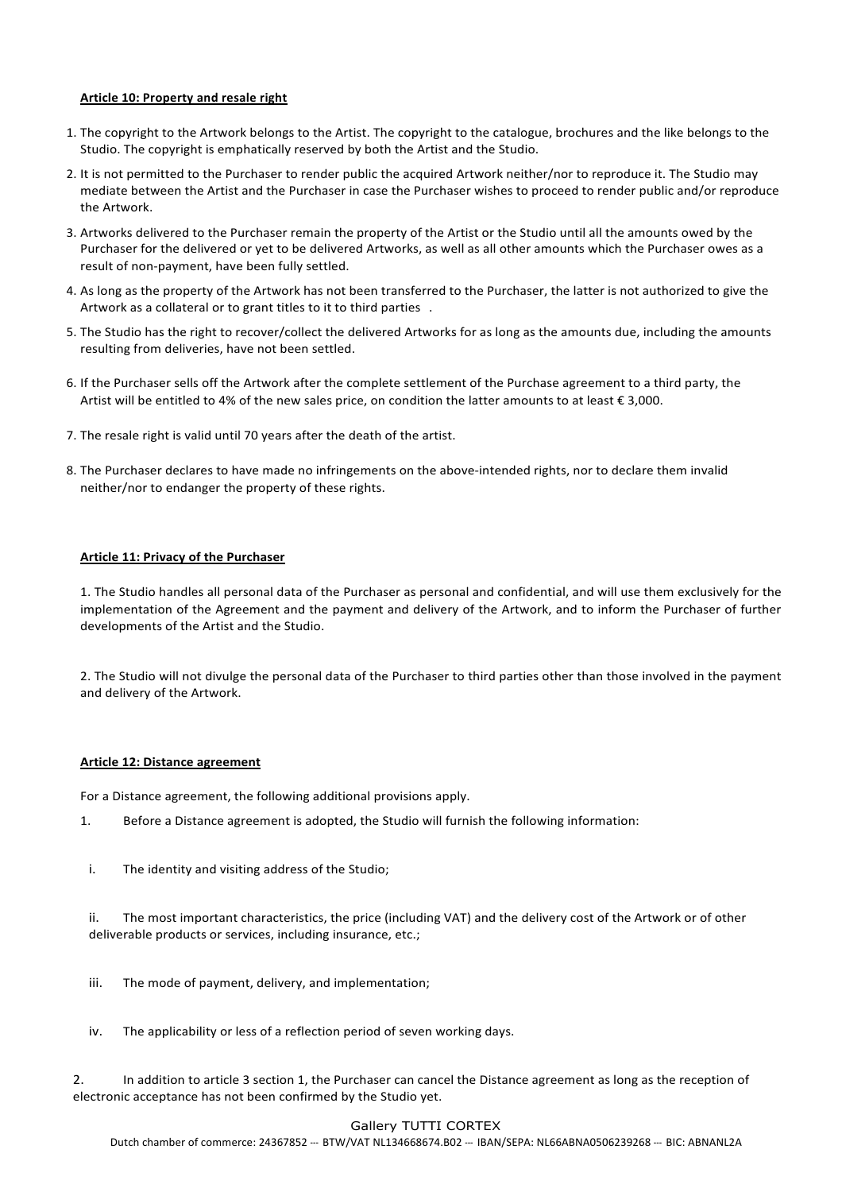**Article 10: Property and resale right**

1. The copyright to the Artwork belongs to the Artist. The copyright to the catalogue, brochures and the like belongs to the Studio. The copyright is emphatically reserved by both the Artist and the Studio.
2. It is not permitted to the Purchaser to render public the acquired Artwork neither/nor to reproduce it. The Studio may mediate between the Artist and the Purchaser in case the Purchaser wishes to proceed to render public and/or reproduce the Artwork.
3. Artworks delivered to the Purchaser remain the property of the Artist or the Studio until all the amounts owed by the Purchaser for the delivered or yet to be delivered Artworks, as well as all other amounts which the Purchaser owes as a result of non-payment, have been fully settled.
4. As long as the property of the Artwork has not been transferred to the Purchaser, the latter is not authorized to give the Artwork as a collateral or to grant titles to it to third parties .
5. The Studio has the right to recover/collect the delivered Artworks for as long as the amounts due, including the amounts resulting from deliveries, have not been settled.
6. If the Purchaser sells off the Artwork after the complete settlement of the Purchase agreement to a third party, the Artist will be entitled to 4% of the new sales price, on condition the latter amounts to at least € 3,000.
7. The resale right is valid until 70 years after the death of the artist.
8. The Purchaser declares to have made no infringements on the above-intended rights, nor to declare them invalid neither/nor to endanger the property of these rights.

**Article 11: Privacy of the Purchaser**

1. The Studio handles all personal data of the Purchaser as personal and confidential, and will use them exclusively for the implementation of the Agreement and the payment and delivery of the Artwork, and to inform the Purchaser of further developments of the Artist and the Studio.

2. The Studio will not divulge the personal data of the Purchaser to third parties other than those involved in the payment and delivery of the Artwork.

**Article 12: Distance agreement**

For a Distance agreement, the following additional provisions apply.

1. Before a Distance agreement is adopted, the Studio will furnish the following information:

   i. The identity and visiting address of the Studio;

   ii. The most important characteristics, the price (including VAT) and the delivery cost of the Artwork or of other deliverable products or services, including insurance, etc.;

   iii. The mode of payment, delivery, and implementation;

   iv. The applicability or less of a reflection period of seven working days.

2. In addition to article 3 section 1, the Purchaser can cancel the Distance agreement as long as the reception of electronic acceptance has not been confirmed by the Studio yet.

Gallery TUTTI CORTEX

Dutch chamber of commerce: 24367852 --- BTW/VAT NL134668674.B02 --- IBAN/SEPA: NL66ABNA0506239268 --- BIC: ABNANL2A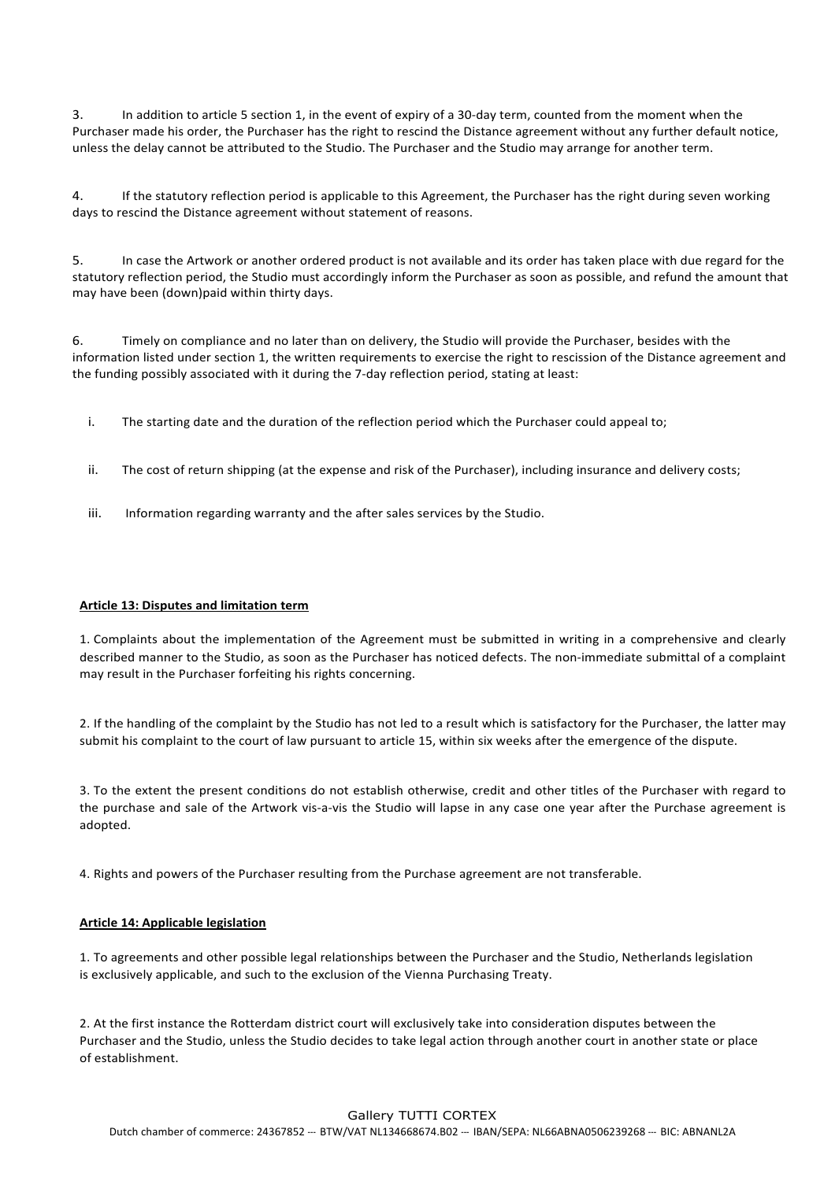3. In addition to article 5 section 1, in the event of expiry of a 30-day term, counted from the moment when the Purchaser made his order, the Purchaser has the right to rescind the Distance agreement without any further default notice, unless the delay cannot be attributed to the Studio. The Purchaser and the Studio may arrange for another term.

4. If the statutory reflection period is applicable to this Agreement, the Purchaser has the right during seven working days to rescind the Distance agreement without statement of reasons.

5. In case the Artwork or another ordered product is not available and its order has taken place with due regard for the statutory reflection period, the Studio must accordingly inform the Purchaser as soon as possible, and refund the amount that may have been (down)paid within thirty days.

6. Timely on compliance and no later than on delivery, the Studio will provide the Purchaser, besides with the information listed under section 1, the written requirements to exercise the right to rescission of the Distance agreement and the funding possibly associated with it during the 7-day reflection period, stating at least:

i. The starting date and the duration of the reflection period which the Purchaser could appeal to;

ii. The cost of return shipping (at the expense and risk of the Purchaser), including insurance and delivery costs;

iii. Information regarding warranty and the after sales services by the Studio.

**Article 13: Disputes and limitation term**

1. Complaints about the implementation of the Agreement must be submitted in writing in a comprehensive and clearly described manner to the Studio, as soon as the Purchaser has noticed defects. The non-immediate submittal of a complaint may result in the Purchaser forfeiting his rights concerning.

2. If the handling of the complaint by the Studio has not led to a result which is satisfactory for the Purchaser, the latter may submit his complaint to the court of law pursuant to article 15, within six weeks after the emergence of the dispute.

3. To the extent the present conditions do not establish otherwise, credit and other titles of the Purchaser with regard to the purchase and sale of the Artwork vis-a-vis the Studio will lapse in any case one year after the Purchase agreement is adopted.

4. Rights and powers of the Purchaser resulting from the Purchase agreement are not transferable.

**Article 14: Applicable legislation**

1. To agreements and other possible legal relationships between the Purchaser and the Studio, Netherlands legislation is exclusively applicable, and such to the exclusion of the Vienna Purchasing Treaty.

2. At the first instance the Rotterdam district court will exclusively take into consideration disputes between the Purchaser and the Studio, unless the Studio decides to take legal action through another court in another state or place of establishment.

Gallery TUTTI CORTEX
Dutch chamber of commerce: 24367852 --- BTW/VAT NL134668674.B02 --- IBAN/SEPA: NL66ABNA0506239268 --- BIC: ABNANL2A